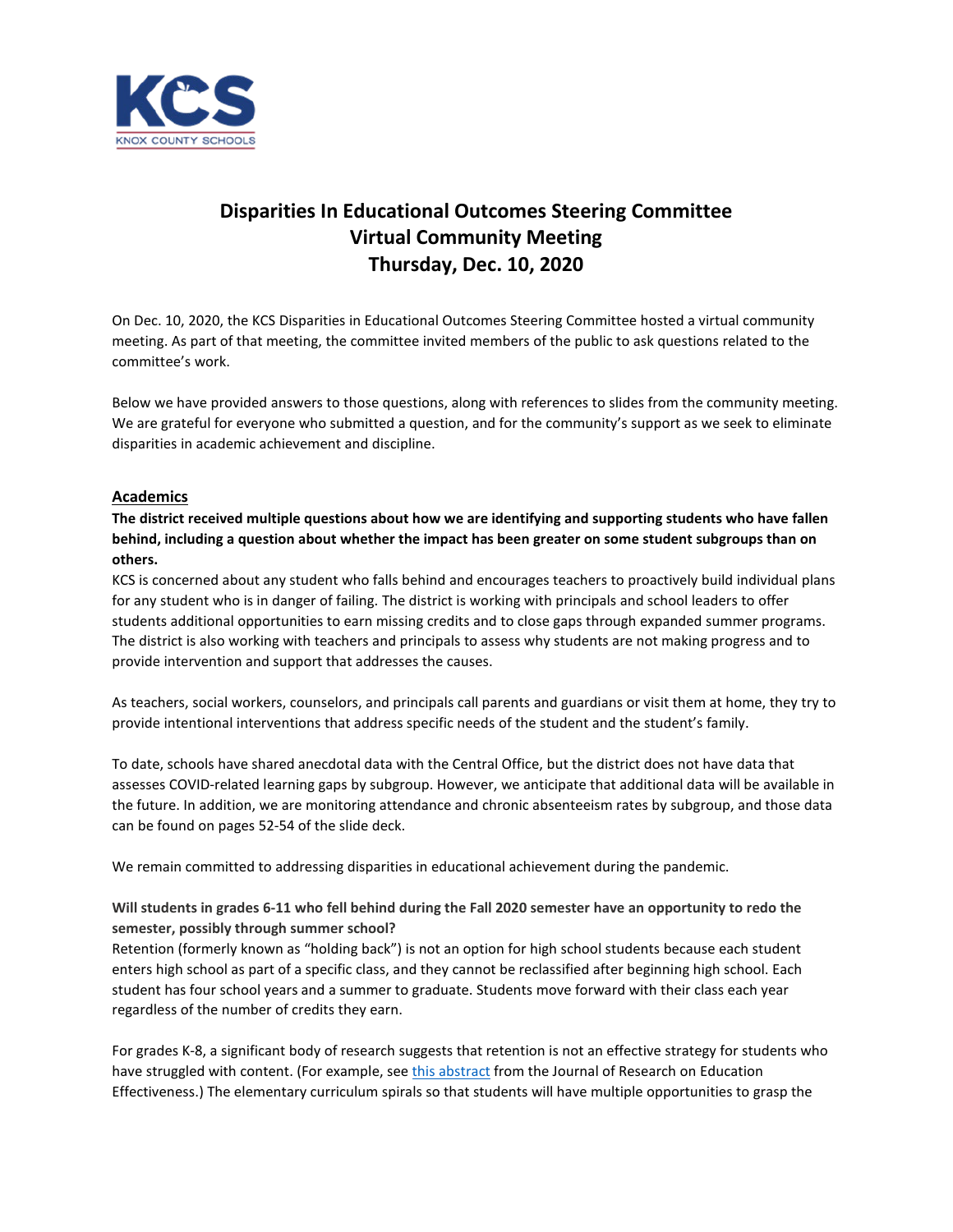# Disparities In Educational Outcomes Steering Committee
# Virtual Community Meeting
# Thursday, Dec. 10, 2020

On Dec. 10, 2020, the KCS Disparities in Educational Outcomes Steering Committee hosted a virtual community meeting. As part of that meeting, the committee invited members of the public to ask questions related to the committee's work.

Below we have provided answers to those questions, along with references to slides from the community meeting. We are grateful for everyone who submitted a question, and for the community's support as we seek to eliminate disparities in academic achievement and discipline.

## Academics

**The district received multiple questions about how we are identifying and supporting students who have fallen behind, including a question about whether the impact has been greater on some student subgroups than on others.**

KCS is concerned about any student who falls behind and encourages teachers to proactively build individual plans for any student who is in danger of failing. The district is working with principals and school leaders to offer students additional opportunities to earn missing credits and to close gaps through expanded summer programs. The district is also working with teachers and principals to assess why students are not making progress and to provide intervention and support that addresses the causes.

As teachers, social workers, counselors, and principals call parents and guardians or visit them at home, they try to provide intentional interventions that address specific needs of the student and the student's family.

To date, schools have shared anecdotal data with the Central Office, but the district does not have data that assesses COVID-related learning gaps by subgroup. However, we anticipate that additional data will be available in the future. In addition, we are monitoring attendance and chronic absenteeism rates by subgroup, and those data can be found on pages 52-54 of the slide deck.

We remain committed to addressing disparities in educational achievement during the pandemic.

**Will students in grades 6-11 who fell behind during the Fall 2020 semester have an opportunity to redo the semester, possibly through summer school?**

Retention (formerly known as "holding back") is not an option for high school students because each student enters high school as part of a specific class, and they cannot be reclassified after beginning high school. Each student has four school years and a summer to graduate. Students move forward with their class each year regardless of the number of credits they earn.

For grades K-8, a significant body of research suggests that retention is not an effective strategy for students who have struggled with content. (For example, see this abstract from the Journal of Research on Education Effectiveness.) The elementary curriculum spirals so that students will have multiple opportunities to grasp the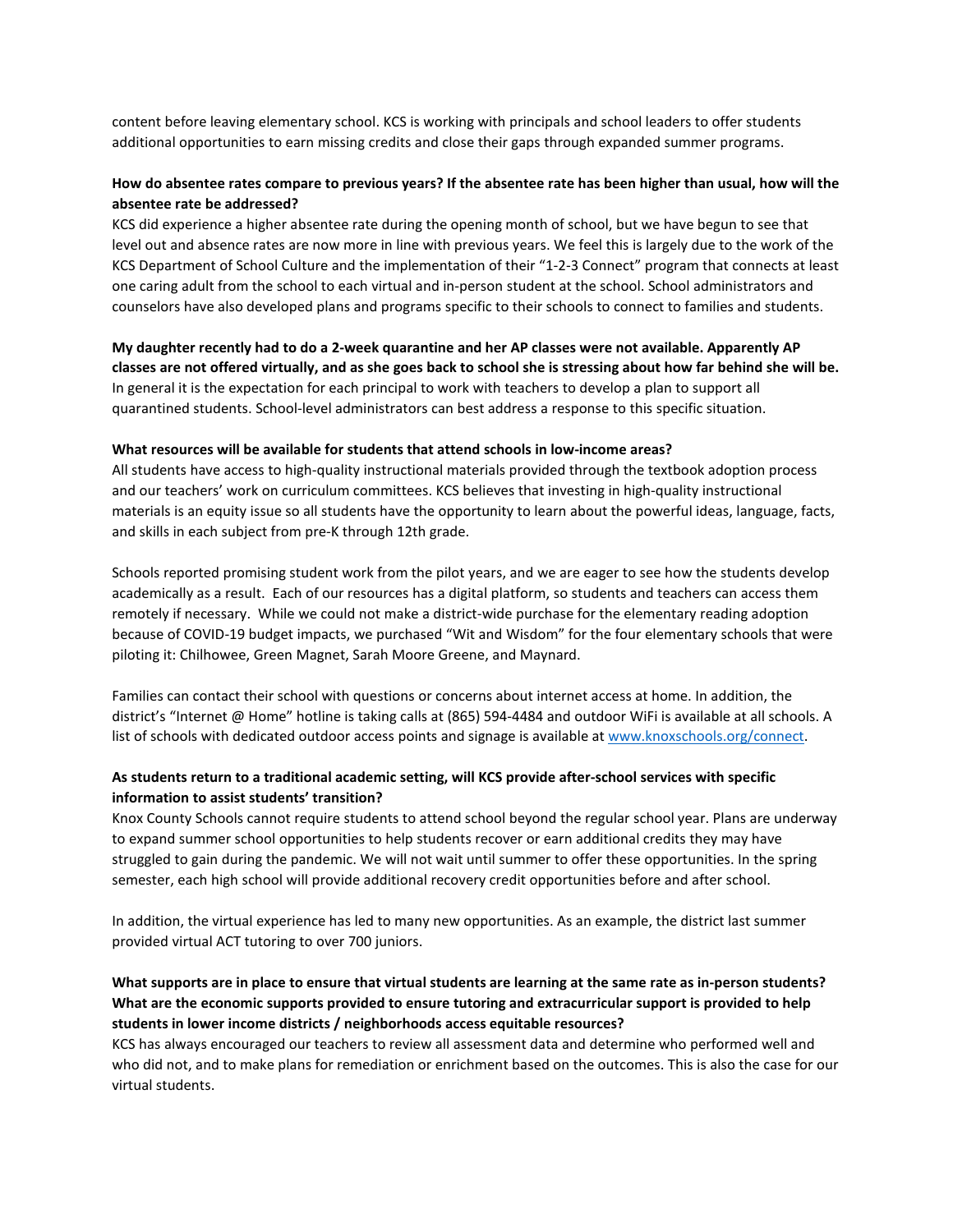content before leaving elementary school. KCS is working with principals and school leaders to offer students additional opportunities to earn missing credits and close their gaps through expanded summer programs.

**How do absentee rates compare to previous years? If the absentee rate has been higher than usual, how will the absentee rate be addressed?**

KCS did experience a higher absentee rate during the opening month of school, but we have begun to see that level out and absence rates are now more in line with previous years. We feel this is largely due to the work of the KCS Department of School Culture and the implementation of their "1-2-3 Connect" program that connects at least one caring adult from the school to each virtual and in-person student at the school. School administrators and counselors have also developed plans and programs specific to their schools to connect to families and students.

**My daughter recently had to do a 2-week quarantine and her AP classes were not available. Apparently AP classes are not offered virtually, and as she goes back to school she is stressing about how far behind she will be.**

In general it is the expectation for each principal to work with teachers to develop a plan to support all quarantined students. School-level administrators can best address a response to this specific situation.

**What resources will be available for students that attend schools in low-income areas?**

All students have access to high-quality instructional materials provided through the textbook adoption process and our teachers' work on curriculum committees. KCS believes that investing in high-quality instructional materials is an equity issue so all students have the opportunity to learn about the powerful ideas, language, facts, and skills in each subject from pre-K through 12th grade.

Schools reported promising student work from the pilot years, and we are eager to see how the students develop academically as a result. Each of our resources has a digital platform, so students and teachers can access them remotely if necessary. While we could not make a district-wide purchase for the elementary reading adoption because of COVID-19 budget impacts, we purchased "Wit and Wisdom" for the four elementary schools that were piloting it: Chilhowee, Green Magnet, Sarah Moore Greene, and Maynard.

Families can contact their school with questions or concerns about internet access at home. In addition, the district's "Internet @ Home" hotline is taking calls at (865) 594-4484 and outdoor WiFi is available at all schools. A list of schools with dedicated outdoor access points and signage is available at [www.knoxschools.org/connect](http://www.knoxschools.org/connect).

**As students return to a traditional academic setting, will KCS provide after-school services with specific information to assist students' transition?**

Knox County Schools cannot require students to attend school beyond the regular school year. Plans are underway to expand summer school opportunities to help students recover or earn additional credits they may have struggled to gain during the pandemic. We will not wait until summer to offer these opportunities. In the spring semester, each high school will provide additional recovery credit opportunities before and after school.

In addition, the virtual experience has led to many new opportunities. As an example, the district last summer provided virtual ACT tutoring to over 700 juniors.

**What supports are in place to ensure that virtual students are learning at the same rate as in-person students? What are the economic supports provided to ensure tutoring and extracurricular support is provided to help students in lower income districts / neighborhoods access equitable resources?**

KCS has always encouraged our teachers to review all assessment data and determine who performed well and who did not, and to make plans for remediation or enrichment based on the outcomes. This is also the case for our virtual students.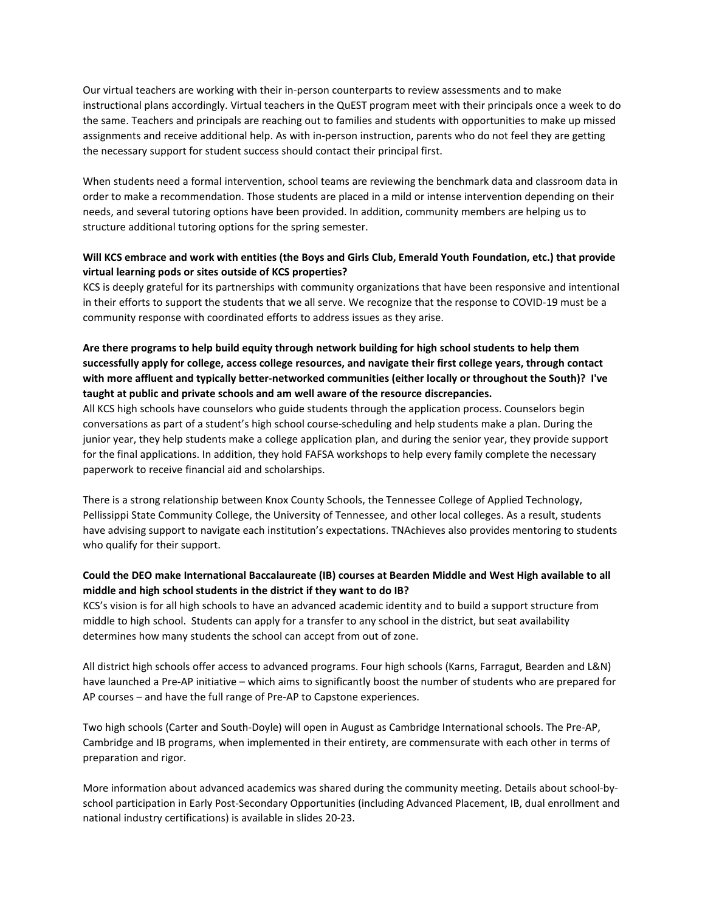Our virtual teachers are working with their in-person counterparts to review assessments and to make instructional plans accordingly. Virtual teachers in the QuEST program meet with their principals once a week to do the same. Teachers and principals are reaching out to families and students with opportunities to make up missed assignments and receive additional help. As with in-person instruction, parents who do not feel they are getting the necessary support for student success should contact their principal first.

When students need a formal intervention, school teams are reviewing the benchmark data and classroom data in order to make a recommendation. Those students are placed in a mild or intense intervention depending on their needs, and several tutoring options have been provided. In addition, community members are helping us to structure additional tutoring options for the spring semester.

**Will KCS embrace and work with entities (the Boys and Girls Club, Emerald Youth Foundation, etc.) that provide virtual learning pods or sites outside of KCS properties?**
KCS is deeply grateful for its partnerships with community organizations that have been responsive and intentional in their efforts to support the students that we all serve. We recognize that the response to COVID-19 must be a community response with coordinated efforts to address issues as they arise.

**Are there programs to help build equity through network building for high school students to help them successfully apply for college, access college resources, and navigate their first college years, through contact with more affluent and typically better-networked communities (either locally or throughout the South)? I've taught at public and private schools and am well aware of the resource discrepancies.**
All KCS high schools have counselors who guide students through the application process. Counselors begin conversations as part of a student's high school course-scheduling and help students make a plan. During the junior year, they help students make a college application plan, and during the senior year, they provide support for the final applications. In addition, they hold FAFSA workshops to help every family complete the necessary paperwork to receive financial aid and scholarships.

There is a strong relationship between Knox County Schools, the Tennessee College of Applied Technology, Pellissippi State Community College, the University of Tennessee, and other local colleges. As a result, students have advising support to navigate each institution's expectations. TNAchieves also provides mentoring to students who qualify for their support.

**Could the DEO make International Baccalaureate (IB) courses at Bearden Middle and West High available to all middle and high school students in the district if they want to do IB?**
KCS's vision is for all high schools to have an advanced academic identity and to build a support structure from middle to high school. Students can apply for a transfer to any school in the district, but seat availability determines how many students the school can accept from out of zone.

All district high schools offer access to advanced programs. Four high schools (Karns, Farragut, Bearden and L&N) have launched a Pre-AP initiative – which aims to significantly boost the number of students who are prepared for AP courses – and have the full range of Pre-AP to Capstone experiences.

Two high schools (Carter and South-Doyle) will open in August as Cambridge International schools. The Pre-AP, Cambridge and IB programs, when implemented in their entirety, are commensurate with each other in terms of preparation and rigor.

More information about advanced academics was shared during the community meeting. Details about school-by-school participation in Early Post-Secondary Opportunities (including Advanced Placement, IB, dual enrollment and national industry certifications) is available in slides 20-23.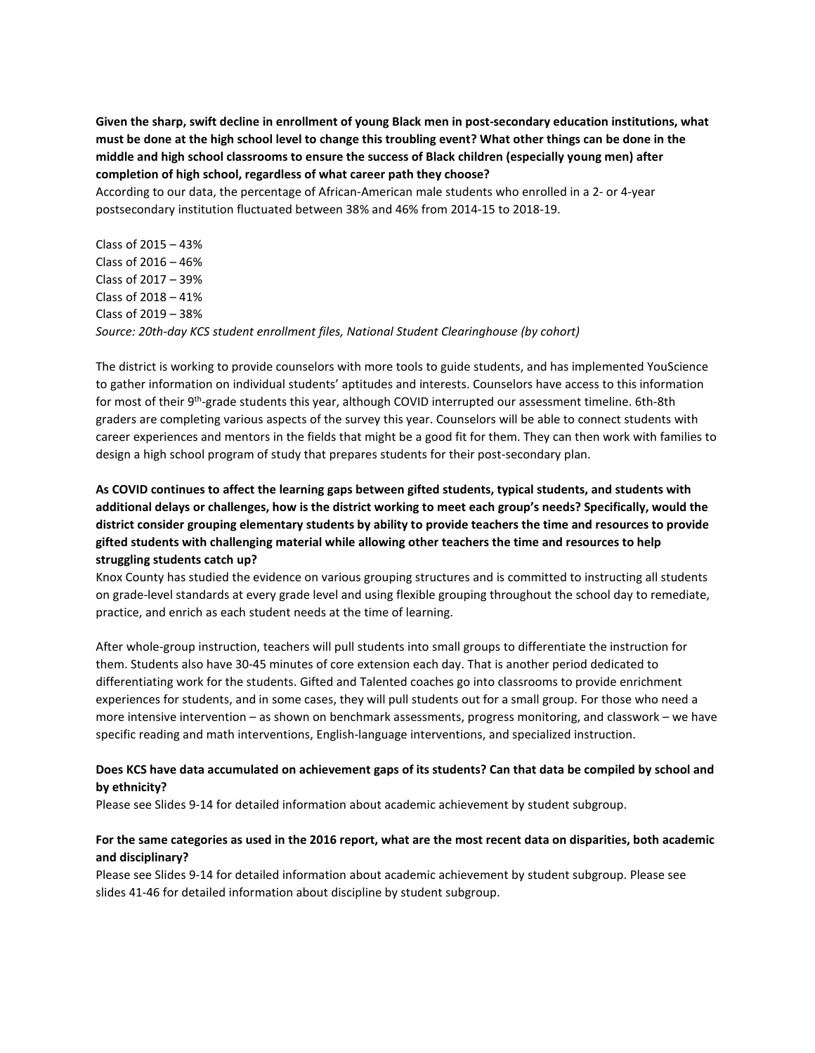**Given the sharp, swift decline in enrollment of young Black men in post-secondary education institutions, what must be done at the high school level to change this troubling event? What other things can be done in the middle and high school classrooms to ensure the success of Black children (especially young men) after completion of high school, regardless of what career path they choose?**

According to our data, the percentage of African-American male students who enrolled in a 2- or 4-year postsecondary institution fluctuated between 38% and 46% from 2014-15 to 2018-19.

Class of 2015 – 43%
Class of 2016 – 46%
Class of 2017 – 39%
Class of 2018 – 41%
Class of 2019 – 38%
*Source: 20th-day KCS student enrollment files, National Student Clearinghouse (by cohort)*

The district is working to provide counselors with more tools to guide students, and has implemented YouScience to gather information on individual students' aptitudes and interests. Counselors have access to this information for most of their 9th-grade students this year, although COVID interrupted our assessment timeline. 6th-8th graders are completing various aspects of the survey this year. Counselors will be able to connect students with career experiences and mentors in the fields that might be a good fit for them. They can then work with families to design a high school program of study that prepares students for their post-secondary plan.

**As COVID continues to affect the learning gaps between gifted students, typical students, and students with additional delays or challenges, how is the district working to meet each group's needs? Specifically, would the district consider grouping elementary students by ability to provide teachers the time and resources to provide gifted students with challenging material while allowing other teachers the time and resources to help struggling students catch up?**

Knox County has studied the evidence on various grouping structures and is committed to instructing all students on grade-level standards at every grade level and using flexible grouping throughout the school day to remediate, practice, and enrich as each student needs at the time of learning.

After whole-group instruction, teachers will pull students into small groups to differentiate the instruction for them. Students also have 30-45 minutes of core extension each day. That is another period dedicated to differentiating work for the students. Gifted and Talented coaches go into classrooms to provide enrichment experiences for students, and in some cases, they will pull students out for a small group. For those who need a more intensive intervention – as shown on benchmark assessments, progress monitoring, and classwork – we have specific reading and math interventions, English-language interventions, and specialized instruction.

**Does KCS have data accumulated on achievement gaps of its students? Can that data be compiled by school and by ethnicity?**

Please see Slides 9-14 for detailed information about academic achievement by student subgroup.

**For the same categories as used in the 2016 report, what are the most recent data on disparities, both academic and disciplinary?**

Please see Slides 9-14 for detailed information about academic achievement by student subgroup. Please see slides 41-46 for detailed information about discipline by student subgroup.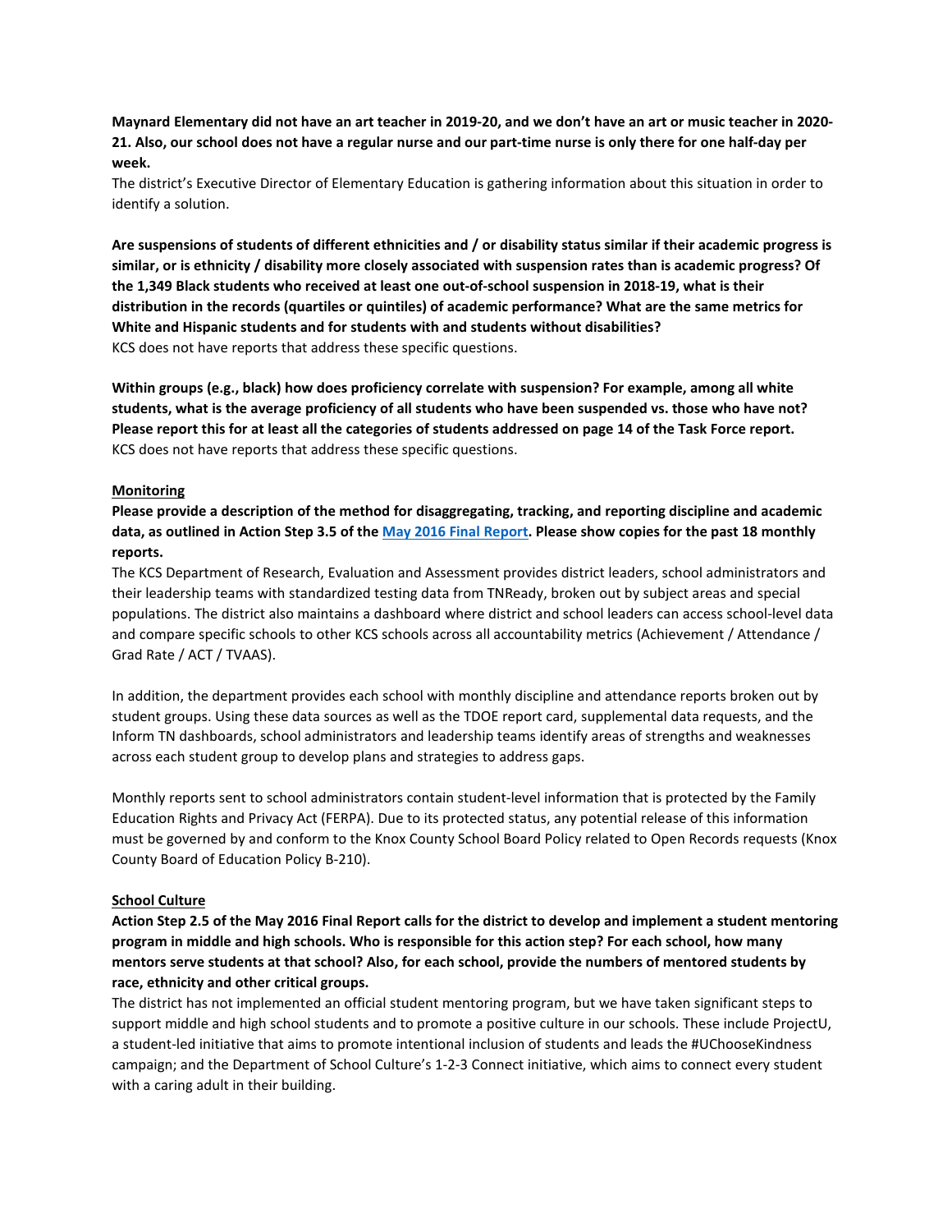**Maynard Elementary did not have an art teacher in 2019-20, and we don't have an art or music teacher in 2020-21. Also, our school does not have a regular nurse and our part-time nurse is only there for one half-day per week.**

The district's Executive Director of Elementary Education is gathering information about this situation in order to identify a solution.

**Are suspensions of students of different ethnicities and / or disability status similar if their academic progress is similar, or is ethnicity / disability more closely associated with suspension rates than is academic progress? Of the 1,349 Black students who received at least one out-of-school suspension in 2018-19, what is their distribution in the records (quartiles or quintiles) of academic performance? What are the same metrics for White and Hispanic students and for students with and students without disabilities?**

KCS does not have reports that address these specific questions.

**Within groups (e.g., black) how does proficiency correlate with suspension? For example, among all white students, what is the average proficiency of all students who have been suspended vs. those who have not? Please report this for at least all the categories of students addressed on page 14 of the Task Force report.**

KCS does not have reports that address these specific questions.

## Monitoring

**Please provide a description of the method for disaggregating, tracking, and reporting discipline and academic data, as outlined in Action Step 3.5 of the May 2016 Final Report. Please show copies for the past 18 monthly reports.**

The KCS Department of Research, Evaluation and Assessment provides district leaders, school administrators and their leadership teams with standardized testing data from TNReady, broken out by subject areas and special populations. The district also maintains a dashboard where district and school leaders can access school-level data and compare specific schools to other KCS schools across all accountability metrics (Achievement / Attendance / Grad Rate / ACT / TVAAS).

In addition, the department provides each school with monthly discipline and attendance reports broken out by student groups. Using these data sources as well as the TDOE report card, supplemental data requests, and the Inform TN dashboards, school administrators and leadership teams identify areas of strengths and weaknesses across each student group to develop plans and strategies to address gaps.

Monthly reports sent to school administrators contain student-level information that is protected by the Family Education Rights and Privacy Act (FERPA). Due to its protected status, any potential release of this information must be governed by and conform to the Knox County School Board Policy related to Open Records requests (Knox County Board of Education Policy B-210).

## School Culture

**Action Step 2.5 of the May 2016 Final Report calls for the district to develop and implement a student mentoring program in middle and high schools. Who is responsible for this action step? For each school, how many mentors serve students at that school? Also, for each school, provide the numbers of mentored students by race, ethnicity and other critical groups.**

The district has not implemented an official student mentoring program, but we have taken significant steps to support middle and high school students and to promote a positive culture in our schools. These include ProjectU, a student-led initiative that aims to promote intentional inclusion of students and leads the #UChooseKindness campaign; and the Department of School Culture's 1-2-3 Connect initiative, which aims to connect every student with a caring adult in their building.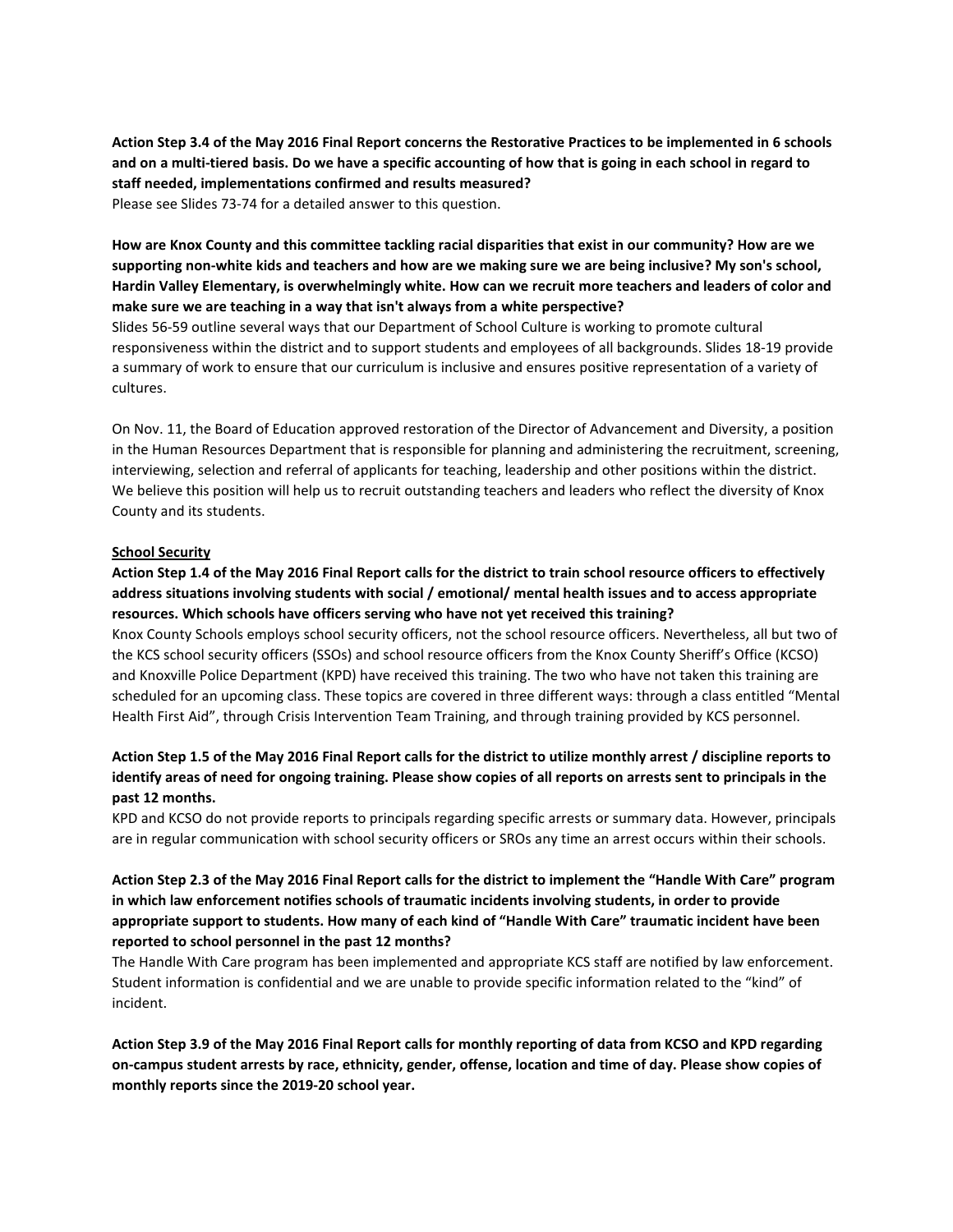**Action Step 3.4 of the May 2016 Final Report concerns the Restorative Practices to be implemented in 6 schools and on a multi-tiered basis. Do we have a specific accounting of how that is going in each school in regard to staff needed, implementations confirmed and results measured?**
Please see Slides 73-74 for a detailed answer to this question.

**How are Knox County and this committee tackling racial disparities that exist in our community? How are we supporting non-white kids and teachers and how are we making sure we are being inclusive? My son's school, Hardin Valley Elementary, is overwhelmingly white. How can we recruit more teachers and leaders of color and make sure we are teaching in a way that isn't always from a white perspective?**
Slides 56-59 outline several ways that our Department of School Culture is working to promote cultural responsiveness within the district and to support students and employees of all backgrounds. Slides 18-19 provide a summary of work to ensure that our curriculum is inclusive and ensures positive representation of a variety of cultures.

On Nov. 11, the Board of Education approved restoration of the Director of Advancement and Diversity, a position in the Human Resources Department that is responsible for planning and administering the recruitment, screening, interviewing, selection and referral of applicants for teaching, leadership and other positions within the district. We believe this position will help us to recruit outstanding teachers and leaders who reflect the diversity of Knox County and its students.

<u>**School Security**</u>

**Action Step 1.4 of the May 2016 Final Report calls for the district to train school resource officers to effectively address situations involving students with social / emotional/ mental health issues and to access appropriate resources. Which schools have officers serving who have not yet received this training?**
Knox County Schools employs school security officers, not the school resource officers. Nevertheless, all but two of the KCS school security officers (SSOs) and school resource officers from the Knox County Sheriff's Office (KCSO) and Knoxville Police Department (KPD) have received this training. The two who have not taken this training are scheduled for an upcoming class. These topics are covered in three different ways: through a class entitled "Mental Health First Aid", through Crisis Intervention Team Training, and through training provided by KCS personnel.

**Action Step 1.5 of the May 2016 Final Report calls for the district to utilize monthly arrest / discipline reports to identify areas of need for ongoing training. Please show copies of all reports on arrests sent to principals in the past 12 months.**
KPD and KCSO do not provide reports to principals regarding specific arrests or summary data. However, principals are in regular communication with school security officers or SROs any time an arrest occurs within their schools.

**Action Step 2.3 of the May 2016 Final Report calls for the district to implement the "Handle With Care" program in which law enforcement notifies schools of traumatic incidents involving students, in order to provide appropriate support to students. How many of each kind of "Handle With Care" traumatic incident have been reported to school personnel in the past 12 months?**
The Handle With Care program has been implemented and appropriate KCS staff are notified by law enforcement. Student information is confidential and we are unable to provide specific information related to the "kind" of incident.

**Action Step 3.9 of the May 2016 Final Report calls for monthly reporting of data from KCSO and KPD regarding on-campus student arrests by race, ethnicity, gender, offense, location and time of day. Please show copies of monthly reports since the 2019-20 school year.**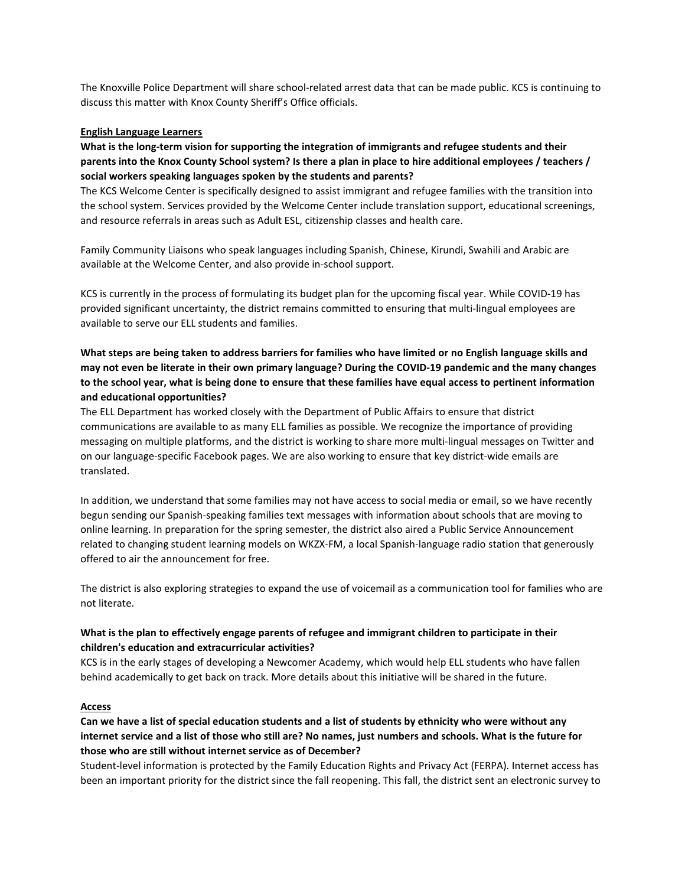The Knoxville Police Department will share school-related arrest data that can be made public. KCS is continuing to discuss this matter with Knox County Sheriff's Office officials.

## English Language Learners

**What is the long-term vision for supporting the integration of immigrants and refugee students and their parents into the Knox County School system? Is there a plan in place to hire additional employees / teachers / social workers speaking languages spoken by the students and parents?**

The KCS Welcome Center is specifically designed to assist immigrant and refugee families with the transition into the school system. Services provided by the Welcome Center include translation support, educational screenings, and resource referrals in areas such as Adult ESL, citizenship classes and health care.

Family Community Liaisons who speak languages including Spanish, Chinese, Kirundi, Swahili and Arabic are available at the Welcome Center, and also provide in-school support.

KCS is currently in the process of formulating its budget plan for the upcoming fiscal year. While COVID-19 has provided significant uncertainty, the district remains committed to ensuring that multi-lingual employees are available to serve our ELL students and families.

**What steps are being taken to address barriers for families who have limited or no English language skills and may not even be literate in their own primary language? During the COVID-19 pandemic and the many changes to the school year, what is being done to ensure that these families have equal access to pertinent information and educational opportunities?**

The ELL Department has worked closely with the Department of Public Affairs to ensure that district communications are available to as many ELL families as possible. We recognize the importance of providing messaging on multiple platforms, and the district is working to share more multi-lingual messages on Twitter and on our language-specific Facebook pages. We are also working to ensure that key district-wide emails are translated.

In addition, we understand that some families may not have access to social media or email, so we have recently begun sending our Spanish-speaking families text messages with information about schools that are moving to online learning. In preparation for the spring semester, the district also aired a Public Service Announcement related to changing student learning models on WKZX-FM, a local Spanish-language radio station that generously offered to air the announcement for free.

The district is also exploring strategies to expand the use of voicemail as a communication tool for families who are not literate.

**What is the plan to effectively engage parents of refugee and immigrant children to participate in their children's education and extracurricular activities?**

KCS is in the early stages of developing a Newcomer Academy, which would help ELL students who have fallen behind academically to get back on track. More details about this initiative will be shared in the future.

## Access

**Can we have a list of special education students and a list of students by ethnicity who were without any internet service and a list of those who still are? No names, just numbers and schools. What is the future for those who are still without internet service as of December?**

Student-level information is protected by the Family Education Rights and Privacy Act (FERPA). Internet access has been an important priority for the district since the fall reopening. This fall, the district sent an electronic survey to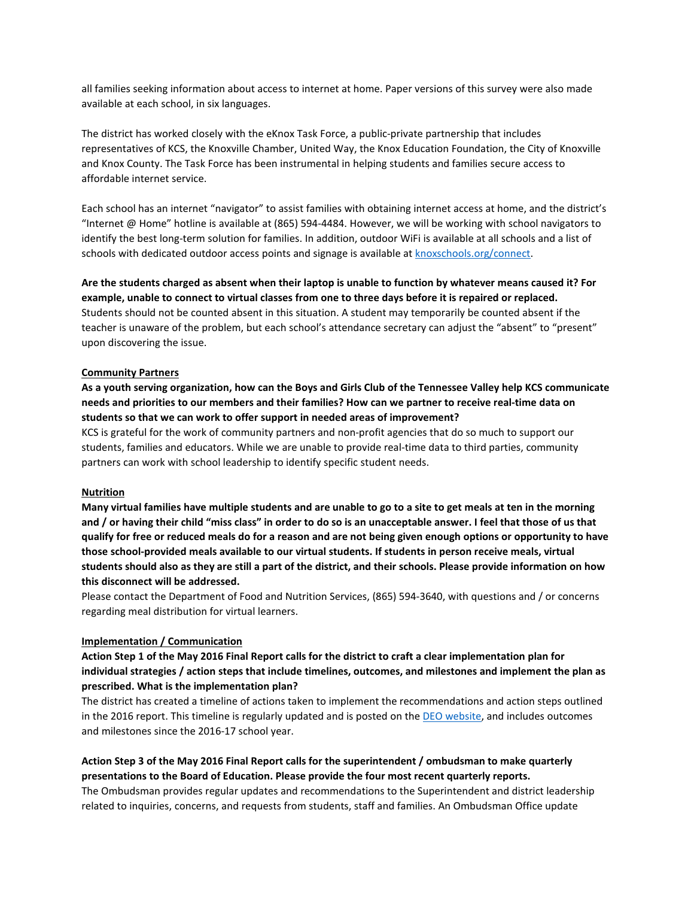all families seeking information about access to internet at home. Paper versions of this survey were also made available at each school, in six languages.

The district has worked closely with the eKnox Task Force, a public-private partnership that includes representatives of KCS, the Knoxville Chamber, United Way, the Knox Education Foundation, the City of Knoxville and Knox County. The Task Force has been instrumental in helping students and families secure access to affordable internet service.

Each school has an internet "navigator" to assist families with obtaining internet access at home, and the district's "Internet @ Home" hotline is available at (865) 594-4484. However, we will be working with school navigators to identify the best long-term solution for families. In addition, outdoor WiFi is available at all schools and a list of schools with dedicated outdoor access points and signage is available at [knoxschools.org/connect](knoxschools.org/connect).

**Are the students charged as absent when their laptop is unable to function by whatever means caused it? For example, unable to connect to virtual classes from one to three days before it is repaired or replaced.**
Students should not be counted absent in this situation. A student may temporarily be counted absent if the teacher is unaware of the problem, but each school's attendance secretary can adjust the "absent" to "present" upon discovering the issue.

## Community Partners

**As a youth serving organization, how can the Boys and Girls Club of the Tennessee Valley help KCS communicate needs and priorities to our members and their families? How can we partner to receive real-time data on students so that we can work to offer support in needed areas of improvement?**
KCS is grateful for the work of community partners and non-profit agencies that do so much to support our students, families and educators. While we are unable to provide real-time data to third parties, community partners can work with school leadership to identify specific student needs.

## Nutrition

**Many virtual families have multiple students and are unable to go to a site to get meals at ten in the morning and / or having their child "miss class" in order to do so is an unacceptable answer. I feel that those of us that qualify for free or reduced meals do for a reason and are not being given enough options or opportunity to have those school-provided meals available to our virtual students. If students in person receive meals, virtual students should also as they are still a part of the district, and their schools. Please provide information on how this disconnect will be addressed.**
Please contact the Department of Food and Nutrition Services, (865) 594-3640, with questions and / or concerns regarding meal distribution for virtual learners.

## Implementation / Communication

**Action Step 1 of the May 2016 Final Report calls for the district to craft a clear implementation plan for individual strategies / action steps that include timelines, outcomes, and milestones and implement the plan as prescribed. What is the implementation plan?**
The district has created a timeline of actions taken to implement the recommendations and action steps outlined in the 2016 report. This timeline is regularly updated and is posted on the DEO website, and includes outcomes and milestones since the 2016-17 school year.

**Action Step 3 of the May 2016 Final Report calls for the superintendent / ombudsman to make quarterly presentations to the Board of Education. Please provide the four most recent quarterly reports.**
The Ombudsman provides regular updates and recommendations to the Superintendent and district leadership related to inquiries, concerns, and requests from students, staff and families. An Ombudsman Office update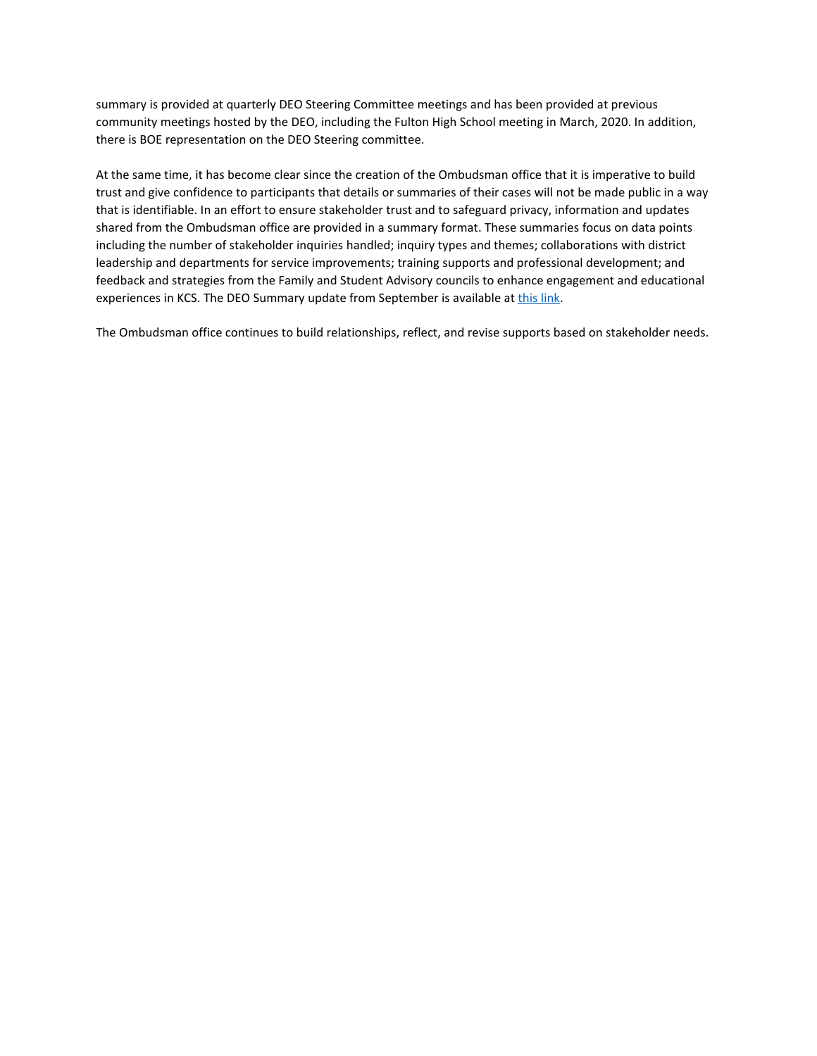summary is provided at quarterly DEO Steering Committee meetings and has been provided at previous community meetings hosted by the DEO, including the Fulton High School meeting in March, 2020. In addition, there is BOE representation on the DEO Steering committee.

At the same time, it has become clear since the creation of the Ombudsman office that it is imperative to build trust and give confidence to participants that details or summaries of their cases will not be made public in a way that is identifiable. In an effort to ensure stakeholder trust and to safeguard privacy, information and updates shared from the Ombudsman office are provided in a summary format. These summaries focus on data points including the number of stakeholder inquiries handled; inquiry types and themes; collaborations with district leadership and departments for service improvements; training supports and professional development; and feedback and strategies from the Family and Student Advisory councils to enhance engagement and educational experiences in KCS. The DEO Summary update from September is available at this link.

The Ombudsman office continues to build relationships, reflect, and revise supports based on stakeholder needs.